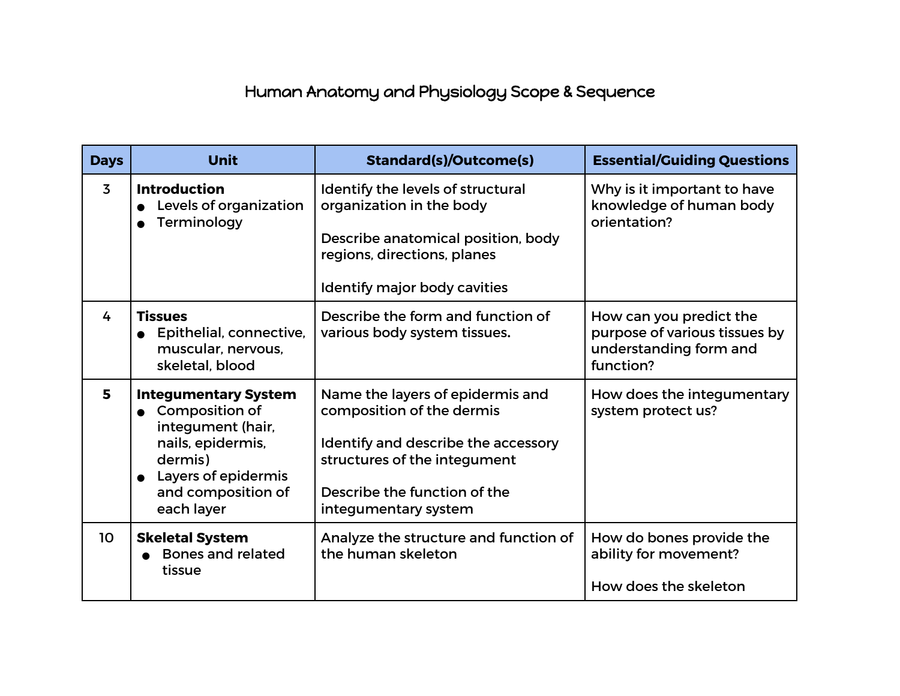# Human Anatomy and Physiology Scope & Sequence

| Days | Unit | Standard(s)/Outcome(s) | Essential/Guiding Questions |
|---|---|---|---|
| 3 | **Introduction**<br>● Levels of organization<br>● Terminology | Identify the levels of structural organization in the body<br><br>Describe anatomical position, body regions, directions, planes<br><br>Identify major body cavities | Why is it important to have knowledge of human body orientation? |
| 4 | **Tissues**<br>● Epithelial, connective, muscular, nervous, skeletal, blood | Describe the form and function of various body system tissues. | How can you predict the purpose of various tissues by understanding form and function? |
| **5** | **Integumentary System**<br>● Composition of integument (hair, nails, epidermis, dermis)<br>● Layers of epidermis and composition of each layer | Name the layers of epidermis and composition of the dermis<br><br>Identify and describe the accessory structures of the integument<br><br>Describe the function of the integumentary system | How does the integumentary system protect us? |
| 10 | **Skeletal System**<br>● Bones and related tissue | Analyze the structure and function of the human skeleton | How do bones provide the ability for movement?<br><br>How does the skeleton |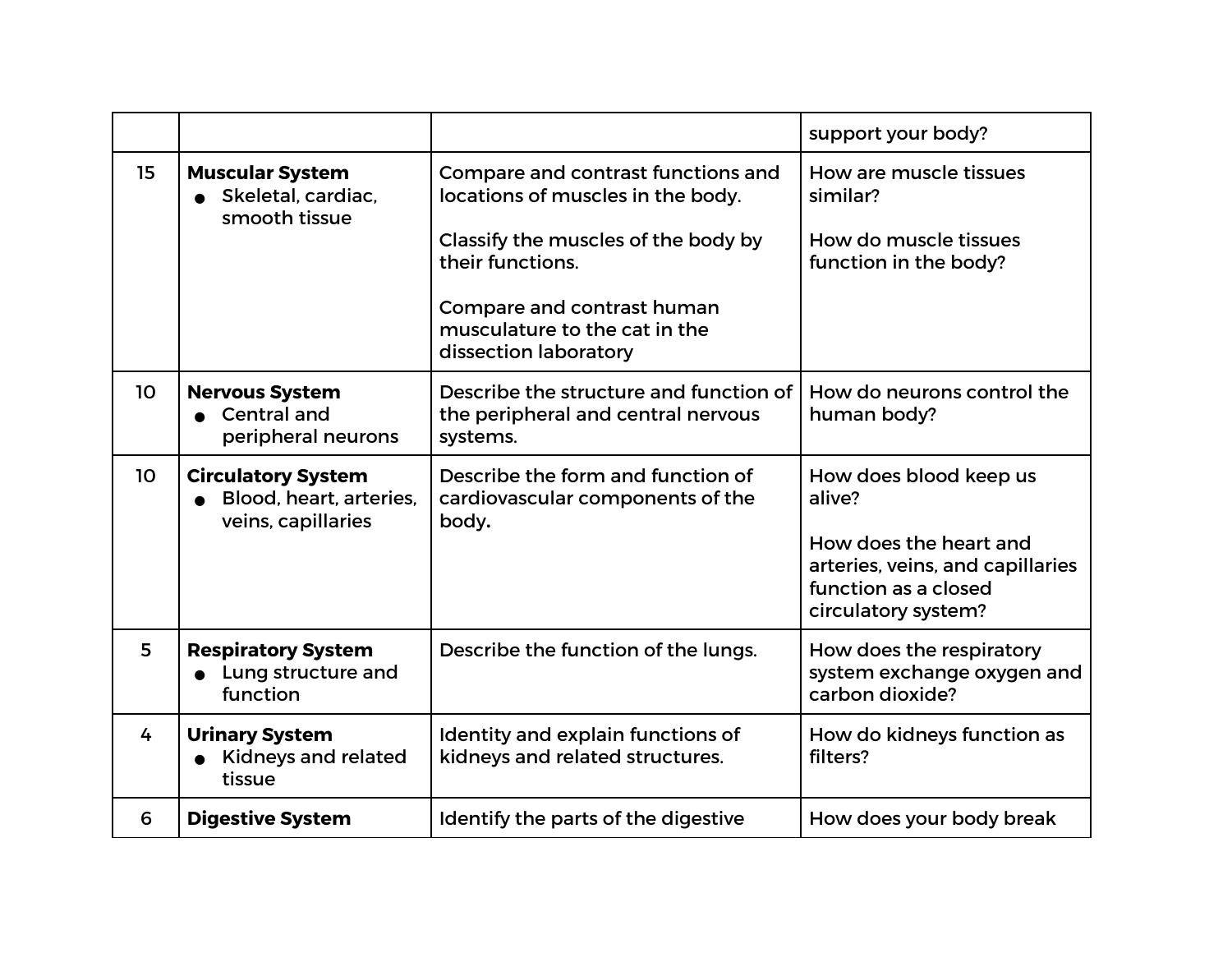| | | | |
|---|---|---|---|
| | | | support your body? |
| 15 | **Muscular System**<br>● Skeletal, cardiac, smooth tissue | Compare and contrast functions and locations of muscles in the body.<br><br>Classify the muscles of the body by their functions.<br><br>Compare and contrast human musculature to the cat in the dissection laboratory | How are muscle tissues similar?<br><br>How do muscle tissues function in the body? |
| 10 | **Nervous System**<br>● Central and peripheral neurons | Describe the structure and function of the peripheral and central nervous systems. | How do neurons control the human body? |
| 10 | **Circulatory System**<br>● Blood, heart, arteries, veins, capillaries | Describe the form and function of cardiovascular components of the body. | How does blood keep us alive?<br><br>How does the heart and arteries, veins, and capillaries function as a closed circulatory system? |
| 5 | **Respiratory System**<br>● Lung structure and function | Describe the function of the lungs. | How does the respiratory system exchange oxygen and carbon dioxide? |
| 4 | **Urinary System**<br>● Kidneys and related tissue | Identity and explain functions of kidneys and related structures. | How do kidneys function as filters? |
| 6 | **Digestive System** | Identify the parts of the digestive | How does your body break |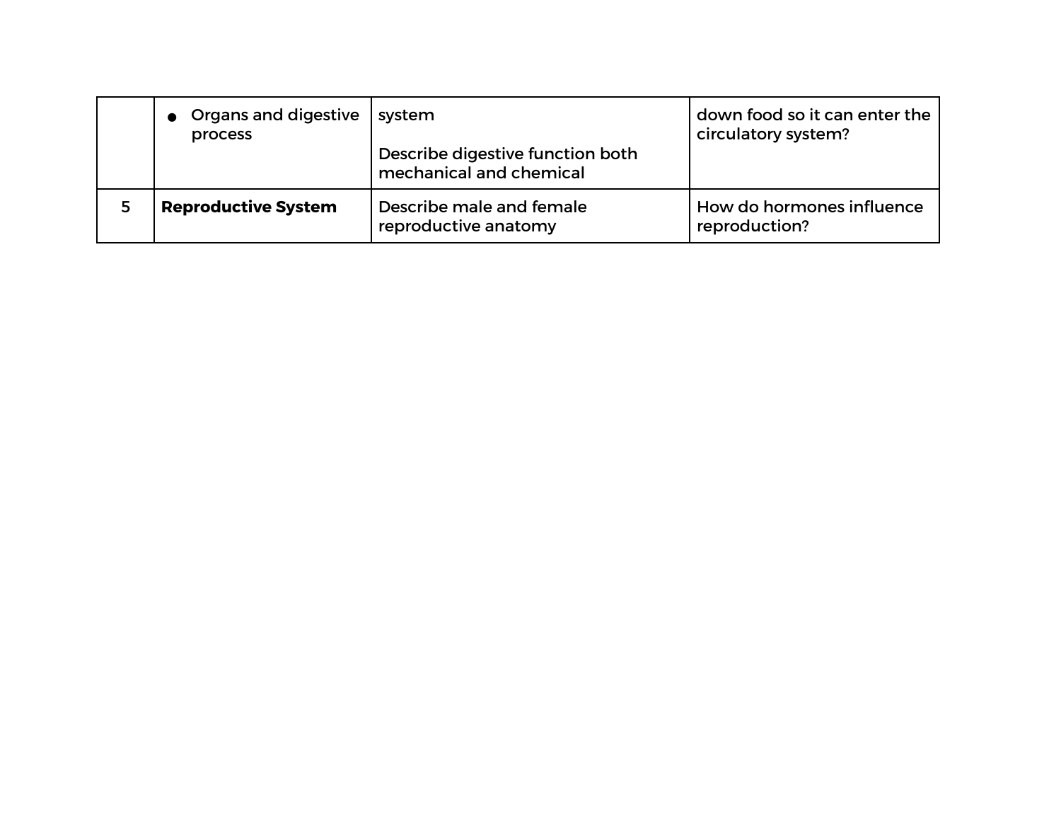| | | | |
|---|---|---|---|
| | • Organs and digestive process | system<br><br>Describe digestive function both mechanical and chemical | down food so it can enter the circulatory system? |
| 5 | **Reproductive System** | Describe male and female reproductive anatomy | How do hormones influence reproduction? |